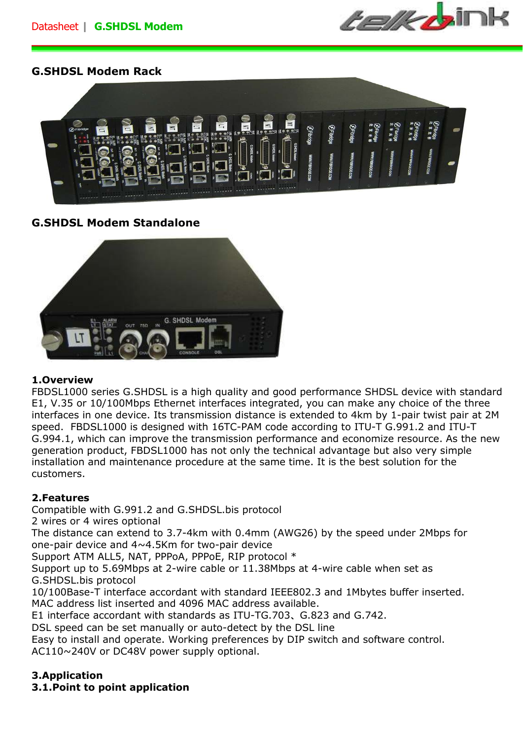## G.SHDSL Modem Rack

## G.SHDSL Modem Standalone

### 1.Overview

FBDSL1000 series G.SHDSL is a high quality and good performance SHDSL device with standard E1, V.35 or 10/100Mbps Ethernet interfaces integrated, you can make any choice of the three interfaces in one device. Its transmission distance is extended to 4km by 1-pair twist pair at 2M speed. FBDSL1000 is designed with 16TC-PAM code according to ITU-T G.991.2 and ITU-T G.994.1, which can improve the transmission performance and economize resource. As the new generation product, FBDSL1000 has not only the technical advantage but also very simple installation and maintenance procedure at the same time. It is the best solution for the customers.

### 2.Features

Compatible with G.991.2 and G.SHDSL.bis protocol
2 wires or 4 wires optional
The distance can extend to 3.7-4km with 0.4mm (AWG26) by the speed under 2Mbps for one-pair device and 4~4.5Km for two-pair device
Support ATM ALL5, NAT, PPPoA, PPPoE, RIP protocol *
Support up to 5.69Mbps at 2-wire cable or 11.38Mbps at 4-wire cable when set as G.SHDSL.bis protocol
10/100Base-T interface accordant with standard IEEE802.3 and 1Mbytes buffer inserted.
MAC address list inserted and 4096 MAC address available.
E1 interface accordant with standards as ITU-TG.703、G.823 and G.742.
DSL speed can be set manually or auto-detect by the DSL line
Easy to install and operate. Working preferences by DIP switch and software control.
AC110~240V or DC48V power supply optional.

### 3.Application

#### 3.1.Point to point application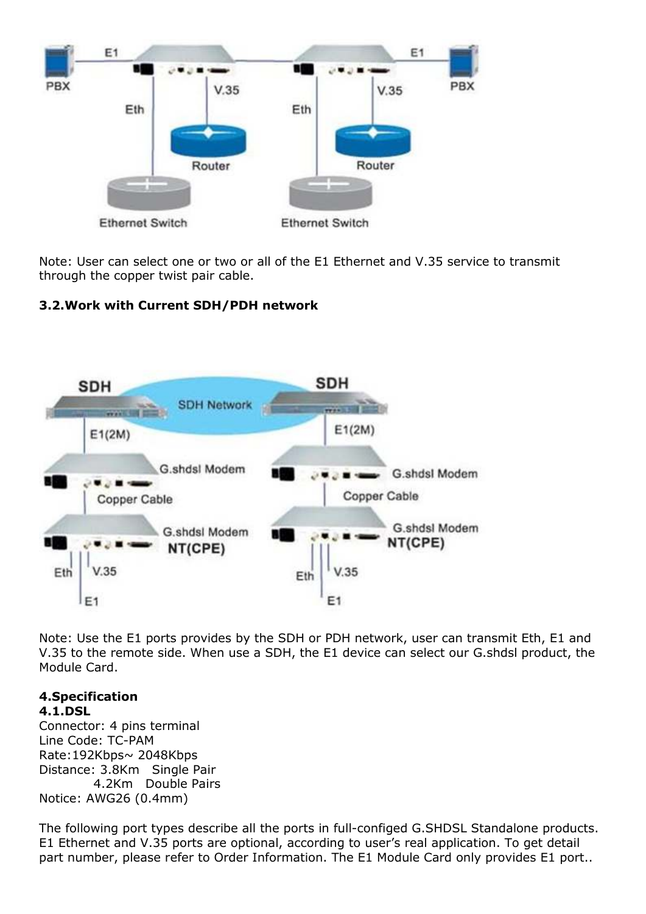Note: User can select one or two or all of the E1 Ethernet and V.35 service to transmit through the copper twist pair cable.

**3.2.Work with Current SDH/PDH network**

Note: Use the E1 ports provides by the SDH or PDH network, user can transmit Eth, E1 and V.35 to the remote side. When use a SDH, the E1 device can select our G.shdsl product, the Module Card.

**4.Specification**

**4.1.DSL**

Connector: 4 pins terminal
Line Code: TC-PAM
Rate:192Kbps~ 2048Kbps
Distance: 3.8Km Single Pair
4.2Km Double Pairs
Notice: AWG26 (0.4mm)

The following port types describe all the ports in full-configed G.SHDSL Standalone products. E1 Ethernet and V.35 ports are optional, according to user's real application. To get detail part number, please refer to Order Information. The E1 Module Card only provides E1 port..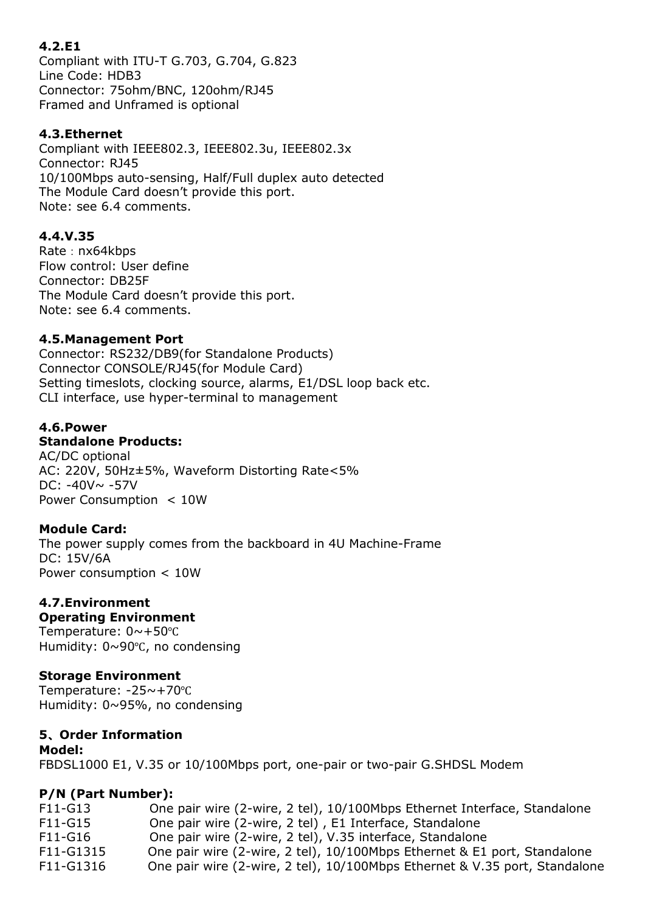### 4.2.E1

Compliant with ITU-T G.703, G.704, G.823
Line Code: HDB3
Connector: 75ohm/BNC, 120ohm/RJ45
Framed and Unframed is optional

### 4.3.Ethernet

Compliant with IEEE802.3, IEEE802.3u, IEEE802.3x
Connector: RJ45
10/100Mbps auto-sensing, Half/Full duplex auto detected
The Module Card doesn't provide this port.
Note: see 6.4 comments.

### 4.4.V.35

Rate：nx64kbps
Flow control: User define
Connector: DB25F
The Module Card doesn't provide this port.
Note: see 6.4 comments.

### 4.5.Management Port

Connector: RS232/DB9(for Standalone Products)
Connector CONSOLE/RJ45(for Module Card)
Setting timeslots, clocking source, alarms, E1/DSL loop back etc.
CLI interface, use hyper-terminal to management

### 4.6.Power

**Standalone Products:**

AC/DC optional
AC: 220V, 50Hz±5%, Waveform Distorting Rate<5%
DC: -40V~ -57V
Power Consumption < 10W

**Module Card:**

The power supply comes from the backboard in 4U Machine-Frame
DC: 15V/6A
Power consumption < 10W

### 4.7.Environment

**Operating Environment**

Temperature: 0~+50℃
Humidity: 0~90℃, no condensing

**Storage Environment**

Temperature: -25~+70℃
Humidity: 0~95%, no condensing

## 5、Order Information

**Model:**

FBDSL1000 E1, V.35 or 10/100Mbps port, one-pair or two-pair G.SHDSL Modem

**P/N (Part Number):**

| | |
|---|---|
| F11-G13 | One pair wire (2-wire, 2 tel), 10/100Mbps Ethernet Interface, Standalone |
| F11-G15 | One pair wire (2-wire, 2 tel) , E1 Interface, Standalone |
| F11-G16 | One pair wire (2-wire, 2 tel), V.35 interface, Standalone |
| F11-G1315 | One pair wire (2-wire, 2 tel), 10/100Mbps Ethernet & E1 port, Standalone |
| F11-G1316 | One pair wire (2-wire, 2 tel), 10/100Mbps Ethernet & V.35 port, Standalone |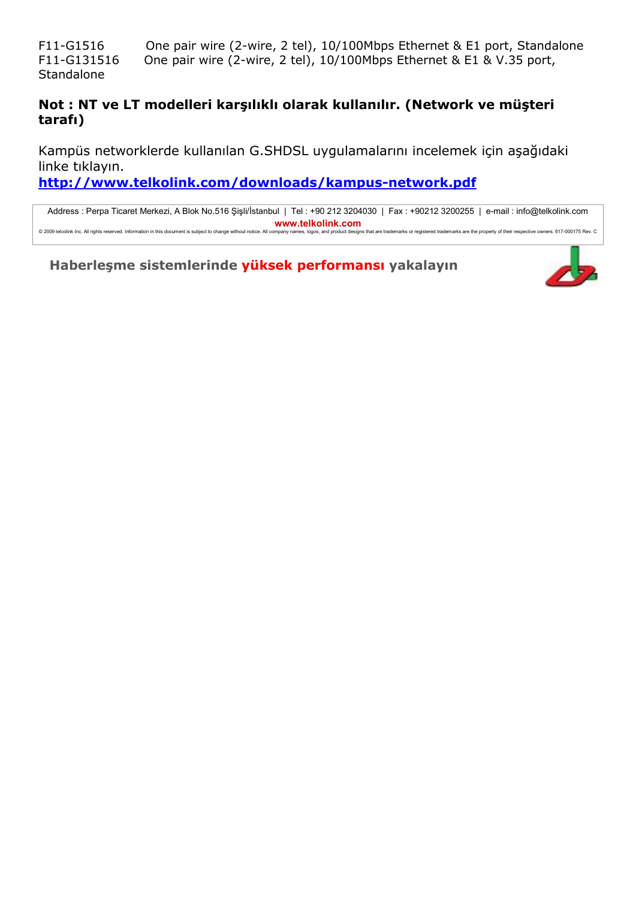F11-G1516 One pair wire (2-wire, 2 tel), 10/100Mbps Ethernet & E1 port, Standalone
F11-G131516 One pair wire (2-wire, 2 tel), 10/100Mbps Ethernet & E1 & V.35 port, Standalone

**Not : NT ve LT modelleri karşılıklı olarak kullanılır. (Network ve müşteri tarafı)**

Kampüs networklerde kullanılan G.SHDSL uygulamalarını incelemek için aşağıdaki linke tıklayın.
**http://www.telkolink.com/downloads/kampus-network.pdf**

Address : Perpa Ticaret Merkezi, A Blok No.516 Şişli/İstanbul | Tel : +90 212 3204030 | Fax : +90212 3200255 | e-mail : info@telkolink.com
**www.telkolink.com**
© 2009 telcolink Inc. All rights reserved. Information in this document is subject to change without notice. All company names, logos, and product designs that are trademarks or registered trademarks are the property of their respective owners. 617-000175 Rev. C

**Haberleşme sistemlerinde yüksek performansı yakalayın**